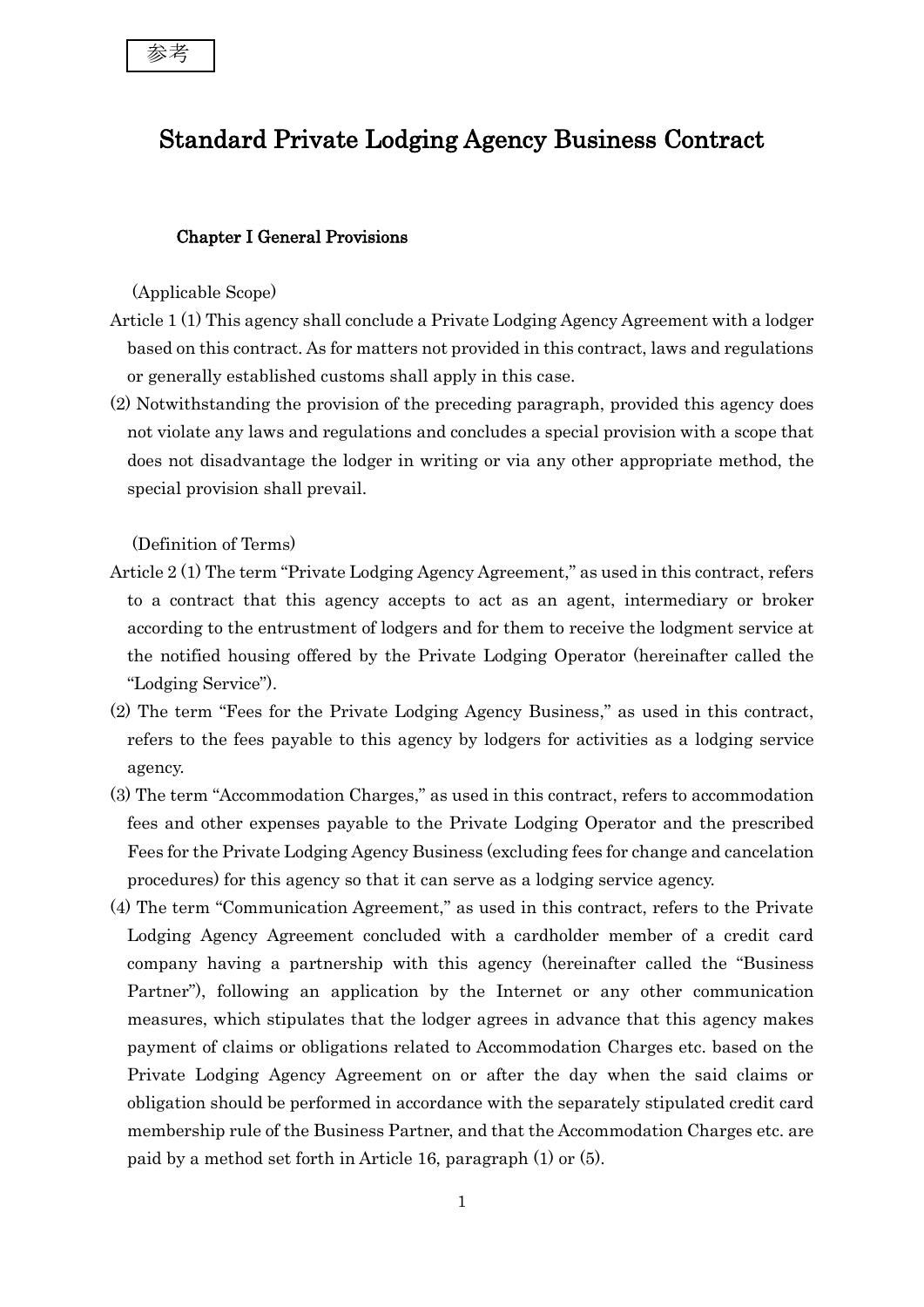参考

# Standard Private Lodging Agency Business Contract

## Chapter I General Provisions

(Applicable Scope)

Article 1 (1) This agency shall conclude a Private Lodging Agency Agreement with a lodger based on this contract. As for matters not provided in this contract, laws and regulations or generally established customs shall apply in this case.

(2) Notwithstanding the provision of the preceding paragraph, provided this agency does not violate any laws and regulations and concludes a special provision with a scope that does not disadvantage the lodger in writing or via any other appropriate method, the special provision shall prevail.

(Definition of Terms)

Article 2 (1) The term "Private Lodging Agency Agreement," as used in this contract, refers to a contract that this agency accepts to act as an agent, intermediary or broker according to the entrustment of lodgers and for them to receive the lodgment service at the notified housing offered by the Private Lodging Operator (hereinafter called the "Lodging Service").

(2) The term "Fees for the Private Lodging Agency Business," as used in this contract, refers to the fees payable to this agency by lodgers for activities as a lodging service agency.

(3) The term "Accommodation Charges," as used in this contract, refers to accommodation fees and other expenses payable to the Private Lodging Operator and the prescribed Fees for the Private Lodging Agency Business (excluding fees for change and cancelation procedures) for this agency so that it can serve as a lodging service agency.

(4) The term "Communication Agreement," as used in this contract, refers to the Private Lodging Agency Agreement concluded with a cardholder member of a credit card company having a partnership with this agency (hereinafter called the "Business Partner"), following an application by the Internet or any other communication measures, which stipulates that the lodger agrees in advance that this agency makes payment of claims or obligations related to Accommodation Charges etc. based on the Private Lodging Agency Agreement on or after the day when the said claims or obligation should be performed in accordance with the separately stipulated credit card membership rule of the Business Partner, and that the Accommodation Charges etc. are paid by a method set forth in Article 16, paragraph (1) or (5).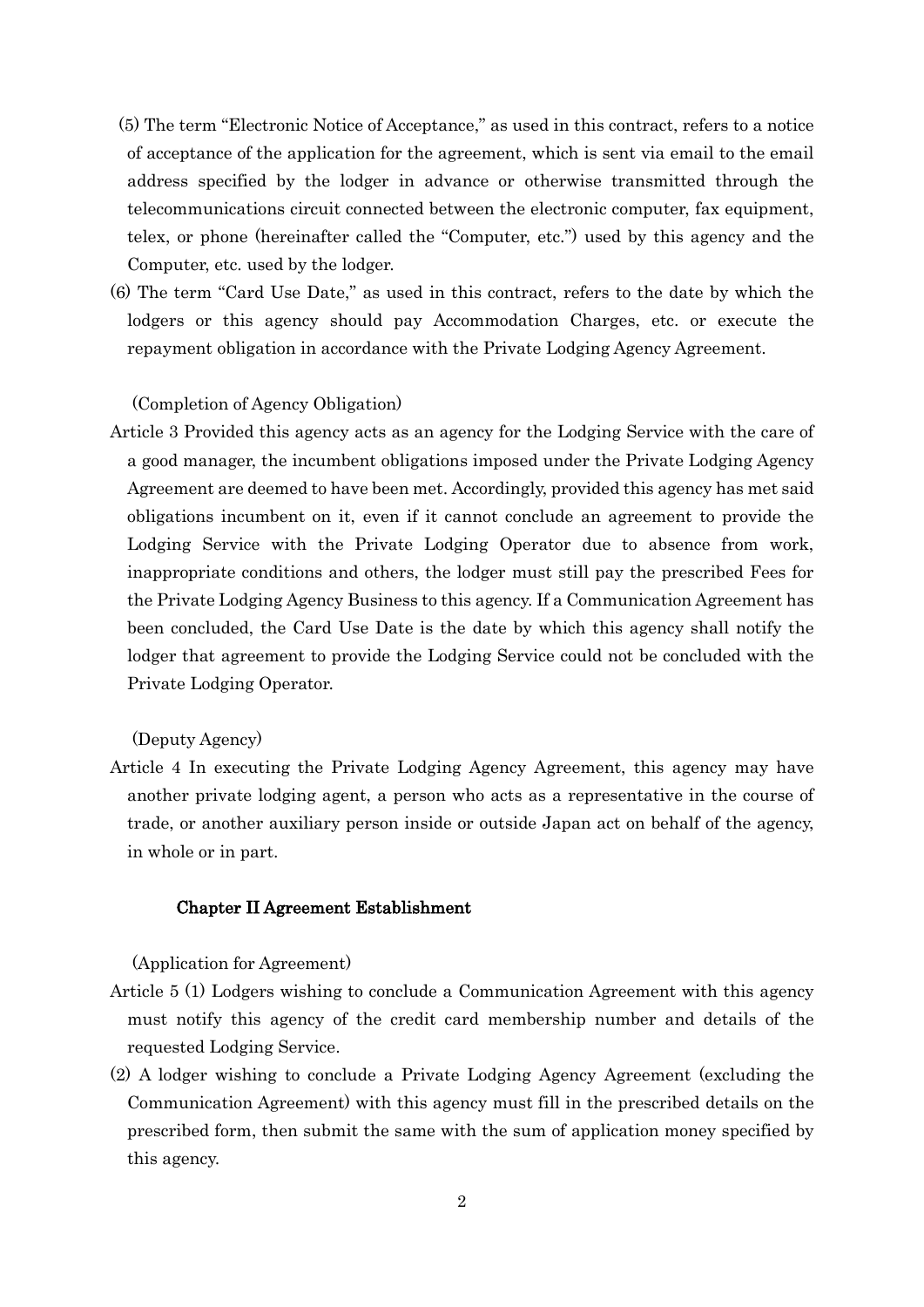(5) The term "Electronic Notice of Acceptance," as used in this contract, refers to a notice of acceptance of the application for the agreement, which is sent via email to the email address specified by the lodger in advance or otherwise transmitted through the telecommunications circuit connected between the electronic computer, fax equipment, telex, or phone (hereinafter called the "Computer, etc.") used by this agency and the Computer, etc. used by the lodger.

(6) The term "Card Use Date," as used in this contract, refers to the date by which the lodgers or this agency should pay Accommodation Charges, etc. or execute the repayment obligation in accordance with the Private Lodging Agency Agreement.

(Completion of Agency Obligation)

Article 3 Provided this agency acts as an agency for the Lodging Service with the care of a good manager, the incumbent obligations imposed under the Private Lodging Agency Agreement are deemed to have been met. Accordingly, provided this agency has met said obligations incumbent on it, even if it cannot conclude an agreement to provide the Lodging Service with the Private Lodging Operator due to absence from work, inappropriate conditions and others, the lodger must still pay the prescribed Fees for the Private Lodging Agency Business to this agency. If a Communication Agreement has been concluded, the Card Use Date is the date by which this agency shall notify the lodger that agreement to provide the Lodging Service could not be concluded with the Private Lodging Operator.

(Deputy Agency)

Article 4 In executing the Private Lodging Agency Agreement, this agency may have another private lodging agent, a person who acts as a representative in the course of trade, or another auxiliary person inside or outside Japan act on behalf of the agency, in whole or in part.

## Chapter II Agreement Establishment

(Application for Agreement)

Article 5 (1) Lodgers wishing to conclude a Communication Agreement with this agency must notify this agency of the credit card membership number and details of the requested Lodging Service.

(2) A lodger wishing to conclude a Private Lodging Agency Agreement (excluding the Communication Agreement) with this agency must fill in the prescribed details on the prescribed form, then submit the same with the sum of application money specified by this agency.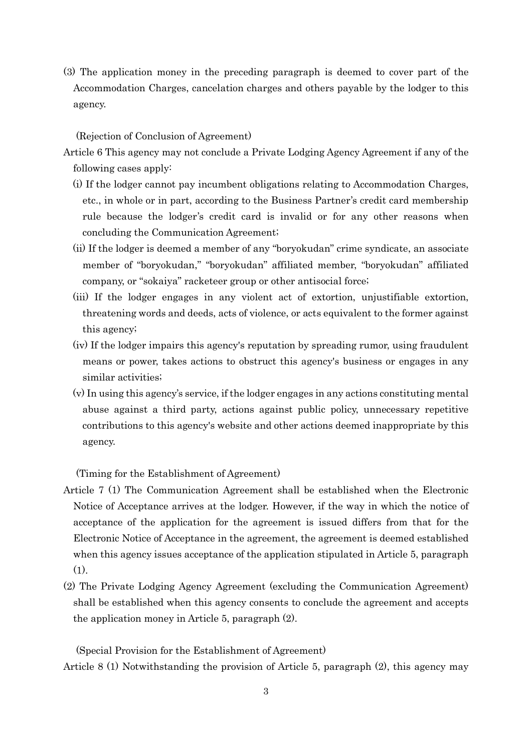(3) The application money in the preceding paragraph is deemed to cover part of the Accommodation Charges, cancelation charges and others payable by the lodger to this agency.

(Rejection of Conclusion of Agreement)

Article 6 This agency may not conclude a Private Lodging Agency Agreement if any of the following cases apply:

(i) If the lodger cannot pay incumbent obligations relating to Accommodation Charges, etc., in whole or in part, according to the Business Partner's credit card membership rule because the lodger's credit card is invalid or for any other reasons when concluding the Communication Agreement;

(ii) If the lodger is deemed a member of any "boryokudan" crime syndicate, an associate member of "boryokudan," "boryokudan" affiliated member, "boryokudan" affiliated company, or "sokaiya" racketeer group or other antisocial force;

(iii) If the lodger engages in any violent act of extortion, unjustifiable extortion, threatening words and deeds, acts of violence, or acts equivalent to the former against this agency;

(iv) If the lodger impairs this agency's reputation by spreading rumor, using fraudulent means or power, takes actions to obstruct this agency's business or engages in any similar activities;

(v) In using this agency's service, if the lodger engages in any actions constituting mental abuse against a third party, actions against public policy, unnecessary repetitive contributions to this agency's website and other actions deemed inappropriate by this agency.

(Timing for the Establishment of Agreement)

Article 7 (1) The Communication Agreement shall be established when the Electronic Notice of Acceptance arrives at the lodger. However, if the way in which the notice of acceptance of the application for the agreement is issued differs from that for the Electronic Notice of Acceptance in the agreement, the agreement is deemed established when this agency issues acceptance of the application stipulated in Article 5, paragraph (1).

(2) The Private Lodging Agency Agreement (excluding the Communication Agreement) shall be established when this agency consents to conclude the agreement and accepts the application money in Article 5, paragraph (2).

(Special Provision for the Establishment of Agreement)

Article 8 (1) Notwithstanding the provision of Article 5, paragraph (2), this agency may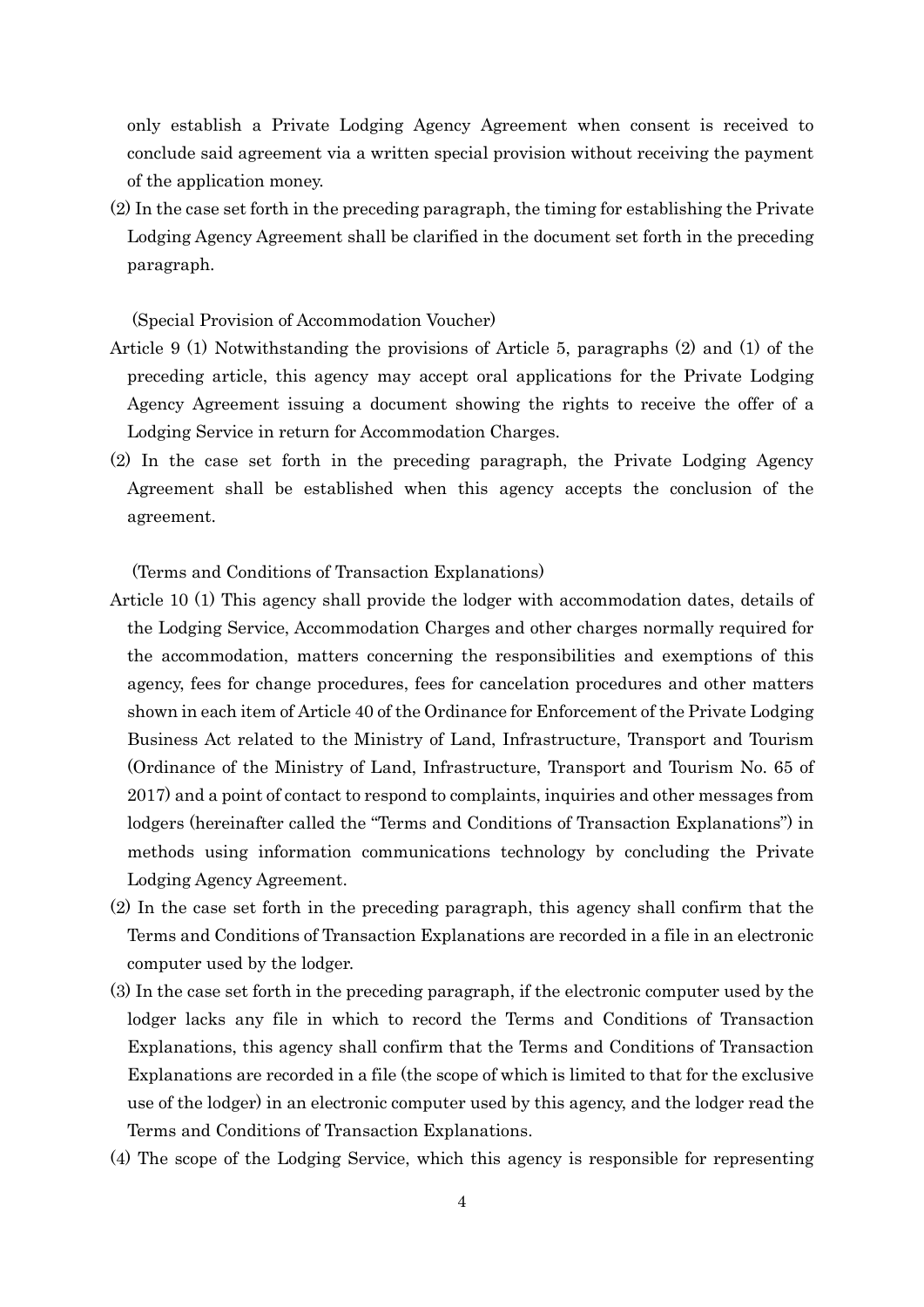only establish a Private Lodging Agency Agreement when consent is received to conclude said agreement via a written special provision without receiving the payment of the application money.

(2) In the case set forth in the preceding paragraph, the timing for establishing the Private Lodging Agency Agreement shall be clarified in the document set forth in the preceding paragraph.

(Special Provision of Accommodation Voucher)

Article 9 (1) Notwithstanding the provisions of Article 5, paragraphs (2) and (1) of the preceding article, this agency may accept oral applications for the Private Lodging Agency Agreement issuing a document showing the rights to receive the offer of a Lodging Service in return for Accommodation Charges.

(2) In the case set forth in the preceding paragraph, the Private Lodging Agency Agreement shall be established when this agency accepts the conclusion of the agreement.

(Terms and Conditions of Transaction Explanations)

Article 10 (1) This agency shall provide the lodger with accommodation dates, details of the Lodging Service, Accommodation Charges and other charges normally required for the accommodation, matters concerning the responsibilities and exemptions of this agency, fees for change procedures, fees for cancelation procedures and other matters shown in each item of Article 40 of the Ordinance for Enforcement of the Private Lodging Business Act related to the Ministry of Land, Infrastructure, Transport and Tourism (Ordinance of the Ministry of Land, Infrastructure, Transport and Tourism No. 65 of 2017) and a point of contact to respond to complaints, inquiries and other messages from lodgers (hereinafter called the "Terms and Conditions of Transaction Explanations") in methods using information communications technology by concluding the Private Lodging Agency Agreement.

(2) In the case set forth in the preceding paragraph, this agency shall confirm that the Terms and Conditions of Transaction Explanations are recorded in a file in an electronic computer used by the lodger.

(3) In the case set forth in the preceding paragraph, if the electronic computer used by the lodger lacks any file in which to record the Terms and Conditions of Transaction Explanations, this agency shall confirm that the Terms and Conditions of Transaction Explanations are recorded in a file (the scope of which is limited to that for the exclusive use of the lodger) in an electronic computer used by this agency, and the lodger read the Terms and Conditions of Transaction Explanations.

(4) The scope of the Lodging Service, which this agency is responsible for representing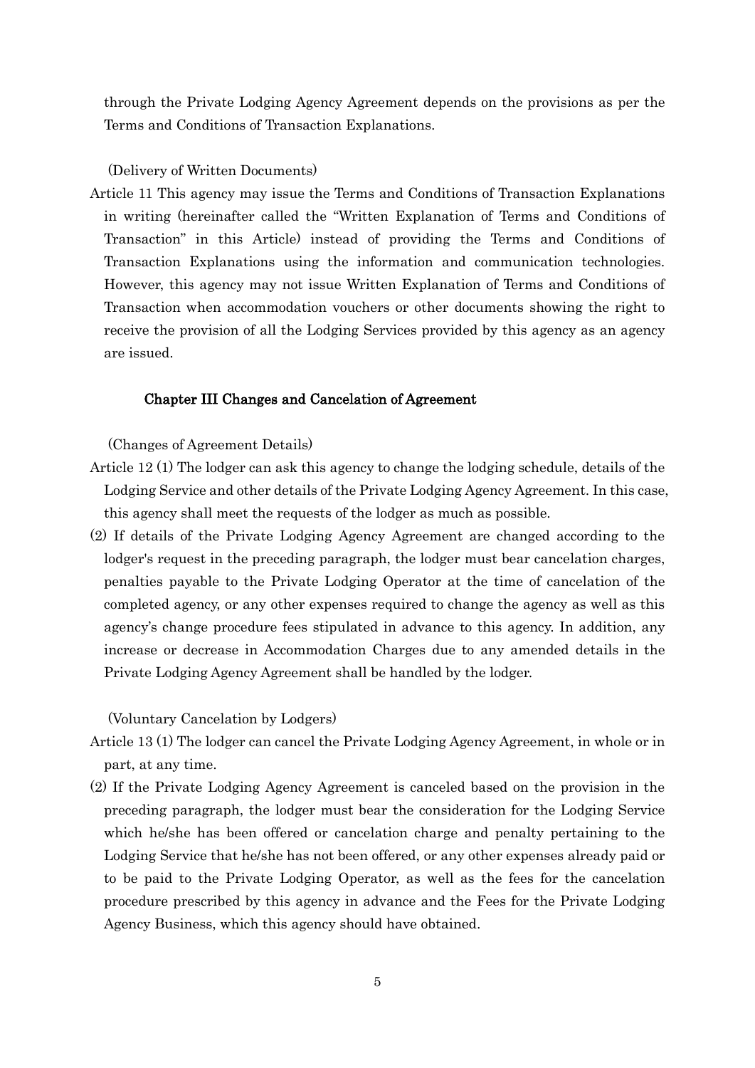through the Private Lodging Agency Agreement depends on the provisions as per the Terms and Conditions of Transaction Explanations.

(Delivery of Written Documents)

Article 11 This agency may issue the Terms and Conditions of Transaction Explanations in writing (hereinafter called the "Written Explanation of Terms and Conditions of Transaction" in this Article) instead of providing the Terms and Conditions of Transaction Explanations using the information and communication technologies. However, this agency may not issue Written Explanation of Terms and Conditions of Transaction when accommodation vouchers or other documents showing the right to receive the provision of all the Lodging Services provided by this agency as an agency are issued.

## Chapter III Changes and Cancelation of Agreement

(Changes of Agreement Details)

Article 12 (1) The lodger can ask this agency to change the lodging schedule, details of the Lodging Service and other details of the Private Lodging Agency Agreement. In this case, this agency shall meet the requests of the lodger as much as possible.

(2) If details of the Private Lodging Agency Agreement are changed according to the lodger's request in the preceding paragraph, the lodger must bear cancelation charges, penalties payable to the Private Lodging Operator at the time of cancelation of the completed agency, or any other expenses required to change the agency as well as this agency's change procedure fees stipulated in advance to this agency. In addition, any increase or decrease in Accommodation Charges due to any amended details in the Private Lodging Agency Agreement shall be handled by the lodger.

(Voluntary Cancelation by Lodgers)

Article 13 (1) The lodger can cancel the Private Lodging Agency Agreement, in whole or in part, at any time.

(2) If the Private Lodging Agency Agreement is canceled based on the provision in the preceding paragraph, the lodger must bear the consideration for the Lodging Service which he/she has been offered or cancelation charge and penalty pertaining to the Lodging Service that he/she has not been offered, or any other expenses already paid or to be paid to the Private Lodging Operator, as well as the fees for the cancelation procedure prescribed by this agency in advance and the Fees for the Private Lodging Agency Business, which this agency should have obtained.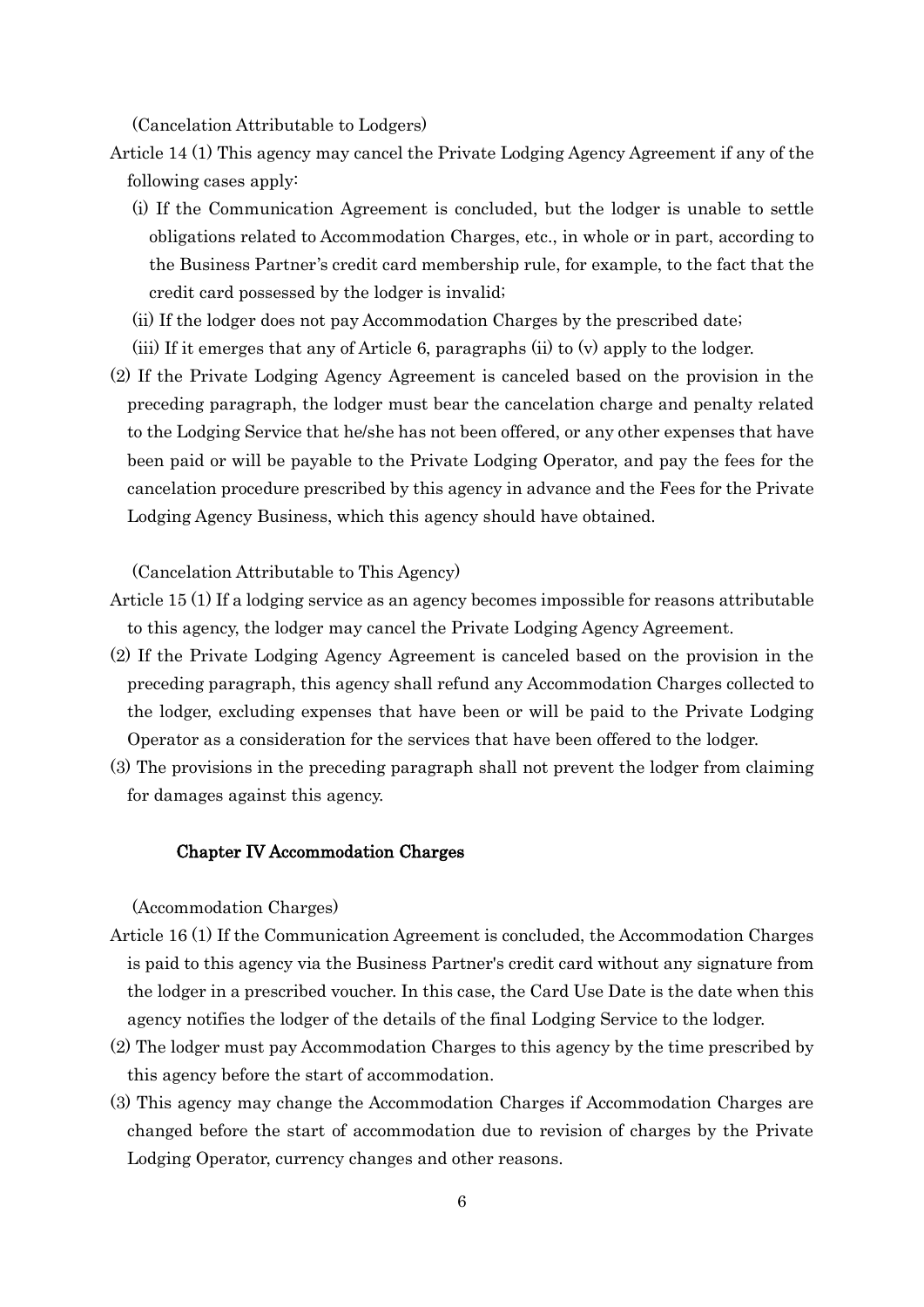(Cancelation Attributable to Lodgers)

Article 14 (1) This agency may cancel the Private Lodging Agency Agreement if any of the following cases apply:

(i) If the Communication Agreement is concluded, but the lodger is unable to settle obligations related to Accommodation Charges, etc., in whole or in part, according to the Business Partner's credit card membership rule, for example, to the fact that the credit card possessed by the lodger is invalid;

(ii) If the lodger does not pay Accommodation Charges by the prescribed date;

(iii) If it emerges that any of Article 6, paragraphs (ii) to (v) apply to the lodger.

(2) If the Private Lodging Agency Agreement is canceled based on the provision in the preceding paragraph, the lodger must bear the cancelation charge and penalty related to the Lodging Service that he/she has not been offered, or any other expenses that have been paid or will be payable to the Private Lodging Operator, and pay the fees for the cancelation procedure prescribed by this agency in advance and the Fees for the Private Lodging Agency Business, which this agency should have obtained.

(Cancelation Attributable to This Agency)

Article 15 (1) If a lodging service as an agency becomes impossible for reasons attributable to this agency, the lodger may cancel the Private Lodging Agency Agreement.

(2) If the Private Lodging Agency Agreement is canceled based on the provision in the preceding paragraph, this agency shall refund any Accommodation Charges collected to the lodger, excluding expenses that have been or will be paid to the Private Lodging Operator as a consideration for the services that have been offered to the lodger.

(3) The provisions in the preceding paragraph shall not prevent the lodger from claiming for damages against this agency.

## Chapter IV Accommodation Charges

(Accommodation Charges)

Article 16 (1) If the Communication Agreement is concluded, the Accommodation Charges is paid to this agency via the Business Partner's credit card without any signature from the lodger in a prescribed voucher. In this case, the Card Use Date is the date when this agency notifies the lodger of the details of the final Lodging Service to the lodger.

(2) The lodger must pay Accommodation Charges to this agency by the time prescribed by this agency before the start of accommodation.

(3) This agency may change the Accommodation Charges if Accommodation Charges are changed before the start of accommodation due to revision of charges by the Private Lodging Operator, currency changes and other reasons.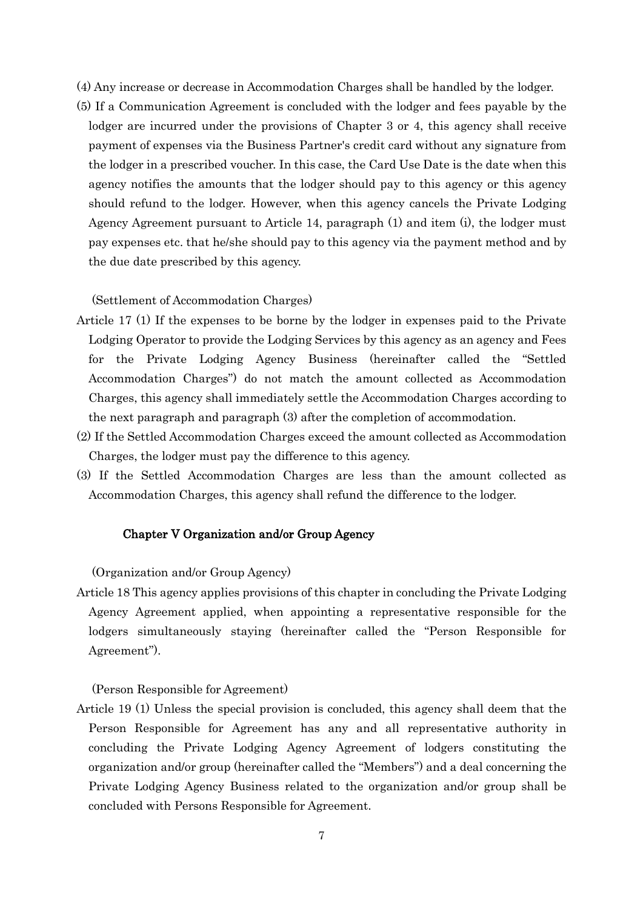(4) Any increase or decrease in Accommodation Charges shall be handled by the lodger.

(5) If a Communication Agreement is concluded with the lodger and fees payable by the lodger are incurred under the provisions of Chapter 3 or 4, this agency shall receive payment of expenses via the Business Partner's credit card without any signature from the lodger in a prescribed voucher. In this case, the Card Use Date is the date when this agency notifies the amounts that the lodger should pay to this agency or this agency should refund to the lodger. However, when this agency cancels the Private Lodging Agency Agreement pursuant to Article 14, paragraph (1) and item (i), the lodger must pay expenses etc. that he/she should pay to this agency via the payment method and by the due date prescribed by this agency.

(Settlement of Accommodation Charges)

Article 17 (1) If the expenses to be borne by the lodger in expenses paid to the Private Lodging Operator to provide the Lodging Services by this agency as an agency and Fees for the Private Lodging Agency Business (hereinafter called the "Settled Accommodation Charges") do not match the amount collected as Accommodation Charges, this agency shall immediately settle the Accommodation Charges according to the next paragraph and paragraph (3) after the completion of accommodation.

(2) If the Settled Accommodation Charges exceed the amount collected as Accommodation Charges, the lodger must pay the difference to this agency.

(3) If the Settled Accommodation Charges are less than the amount collected as Accommodation Charges, this agency shall refund the difference to the lodger.

## Chapter V Organization and/or Group Agency

(Organization and/or Group Agency)

Article 18 This agency applies provisions of this chapter in concluding the Private Lodging Agency Agreement applied, when appointing a representative responsible for the lodgers simultaneously staying (hereinafter called the "Person Responsible for Agreement").

(Person Responsible for Agreement)

Article 19 (1) Unless the special provision is concluded, this agency shall deem that the Person Responsible for Agreement has any and all representative authority in concluding the Private Lodging Agency Agreement of lodgers constituting the organization and/or group (hereinafter called the "Members") and a deal concerning the Private Lodging Agency Business related to the organization and/or group shall be concluded with Persons Responsible for Agreement.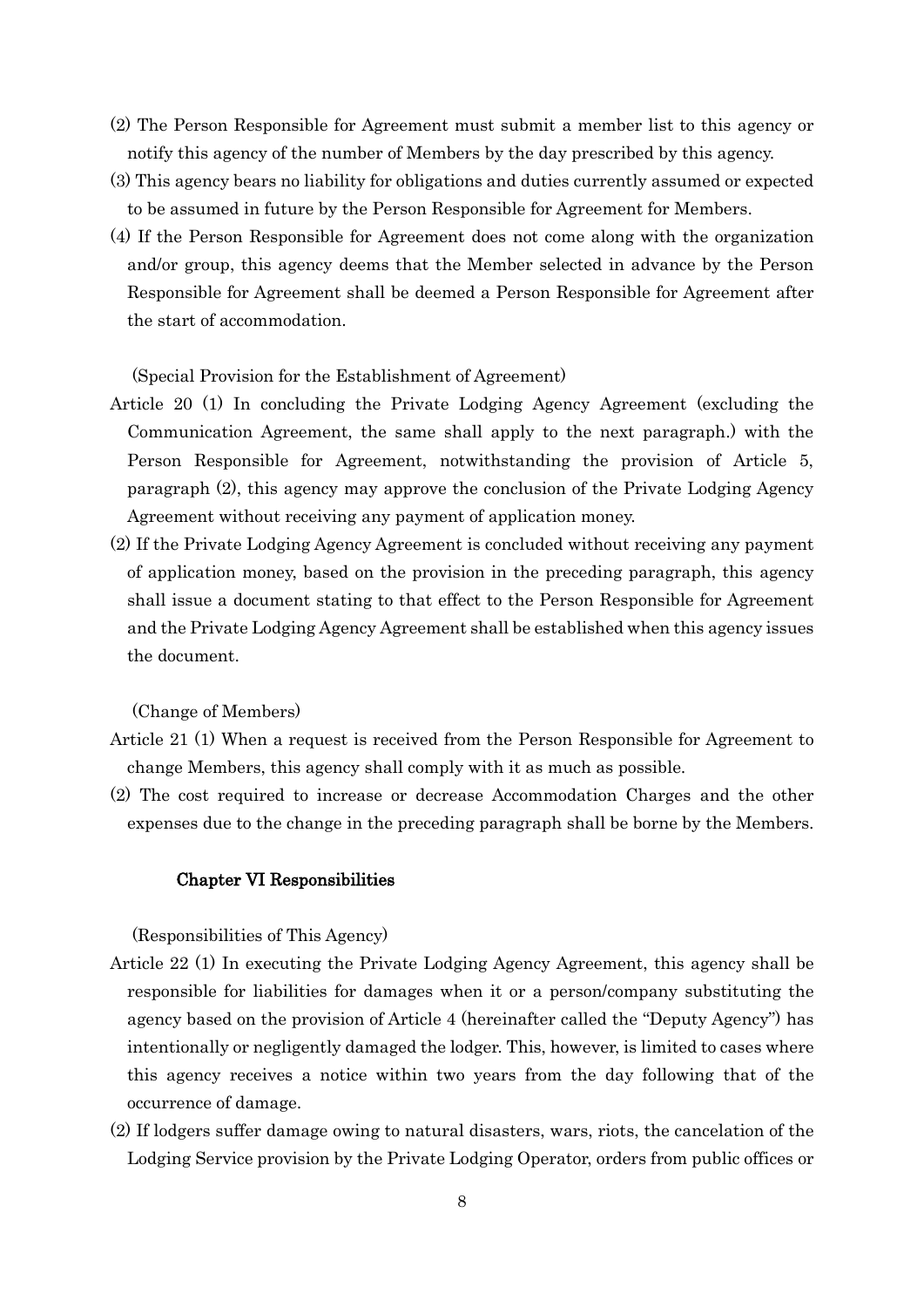(2) The Person Responsible for Agreement must submit a member list to this agency or notify this agency of the number of Members by the day prescribed by this agency.

(3) This agency bears no liability for obligations and duties currently assumed or expected to be assumed in future by the Person Responsible for Agreement for Members.

(4) If the Person Responsible for Agreement does not come along with the organization and/or group, this agency deems that the Member selected in advance by the Person Responsible for Agreement shall be deemed a Person Responsible for Agreement after the start of accommodation.

(Special Provision for the Establishment of Agreement)

Article 20 (1) In concluding the Private Lodging Agency Agreement (excluding the Communication Agreement, the same shall apply to the next paragraph.) with the Person Responsible for Agreement, notwithstanding the provision of Article 5, paragraph (2), this agency may approve the conclusion of the Private Lodging Agency Agreement without receiving any payment of application money.

(2) If the Private Lodging Agency Agreement is concluded without receiving any payment of application money, based on the provision in the preceding paragraph, this agency shall issue a document stating to that effect to the Person Responsible for Agreement and the Private Lodging Agency Agreement shall be established when this agency issues the document.

(Change of Members)

Article 21 (1) When a request is received from the Person Responsible for Agreement to change Members, this agency shall comply with it as much as possible.

(2) The cost required to increase or decrease Accommodation Charges and the other expenses due to the change in the preceding paragraph shall be borne by the Members.

## Chapter VI Responsibilities

(Responsibilities of This Agency)

Article 22 (1) In executing the Private Lodging Agency Agreement, this agency shall be responsible for liabilities for damages when it or a person/company substituting the agency based on the provision of Article 4 (hereinafter called the "Deputy Agency") has intentionally or negligently damaged the lodger. This, however, is limited to cases where this agency receives a notice within two years from the day following that of the occurrence of damage.

(2) If lodgers suffer damage owing to natural disasters, wars, riots, the cancelation of the Lodging Service provision by the Private Lodging Operator, orders from public offices or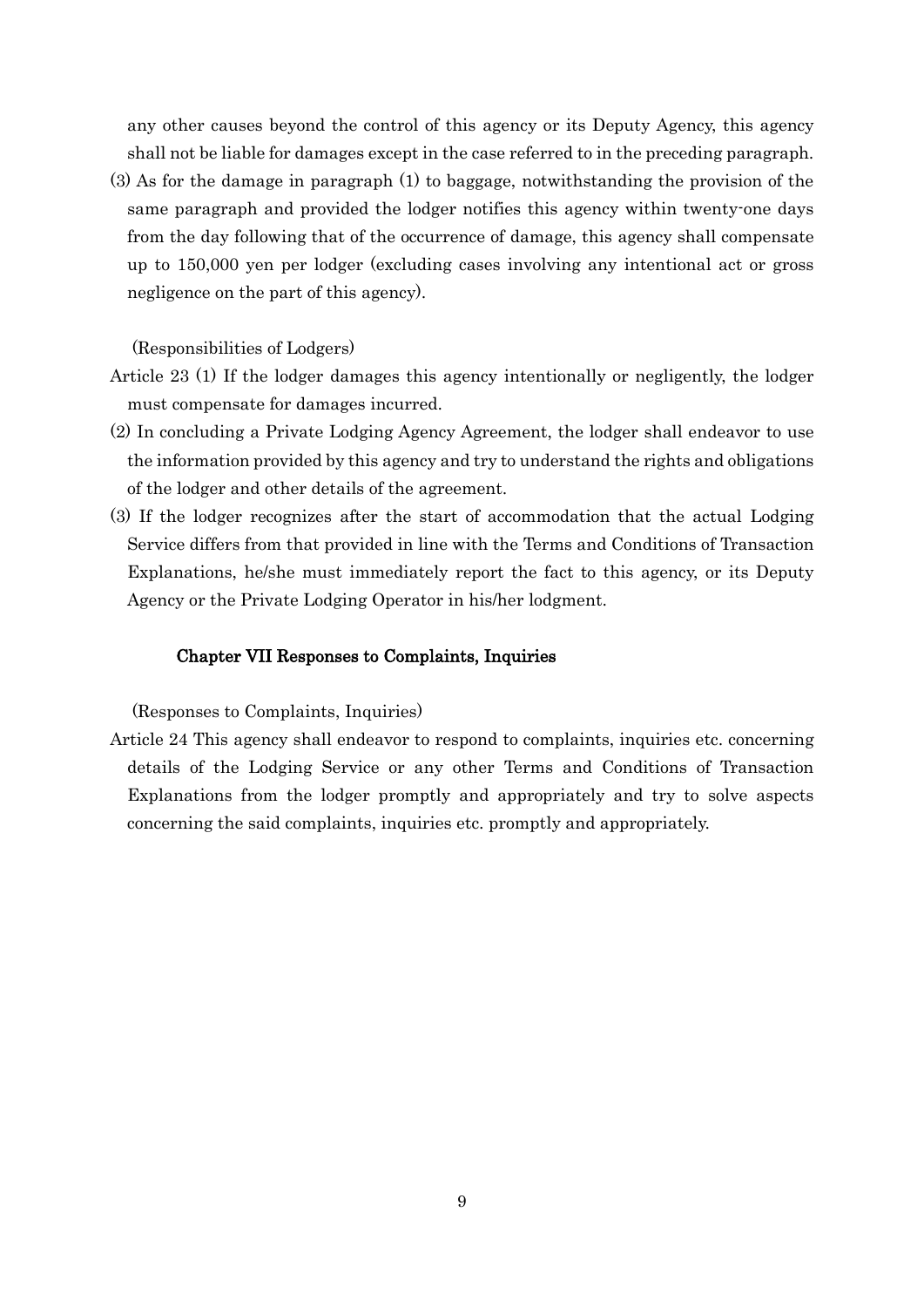any other causes beyond the control of this agency or its Deputy Agency, this agency shall not be liable for damages except in the case referred to in the preceding paragraph.

(3) As for the damage in paragraph (1) to baggage, notwithstanding the provision of the same paragraph and provided the lodger notifies this agency within twenty-one days from the day following that of the occurrence of damage, this agency shall compensate up to 150,000 yen per lodger (excluding cases involving any intentional act or gross negligence on the part of this agency).

(Responsibilities of Lodgers)

Article 23 (1) If the lodger damages this agency intentionally or negligently, the lodger must compensate for damages incurred.

(2) In concluding a Private Lodging Agency Agreement, the lodger shall endeavor to use the information provided by this agency and try to understand the rights and obligations of the lodger and other details of the agreement.

(3) If the lodger recognizes after the start of accommodation that the actual Lodging Service differs from that provided in line with the Terms and Conditions of Transaction Explanations, he/she must immediately report the fact to this agency, or its Deputy Agency or the Private Lodging Operator in his/her lodgment.

## Chapter VII Responses to Complaints, Inquiries

(Responses to Complaints, Inquiries)

Article 24 This agency shall endeavor to respond to complaints, inquiries etc. concerning details of the Lodging Service or any other Terms and Conditions of Transaction Explanations from the lodger promptly and appropriately and try to solve aspects concerning the said complaints, inquiries etc. promptly and appropriately.